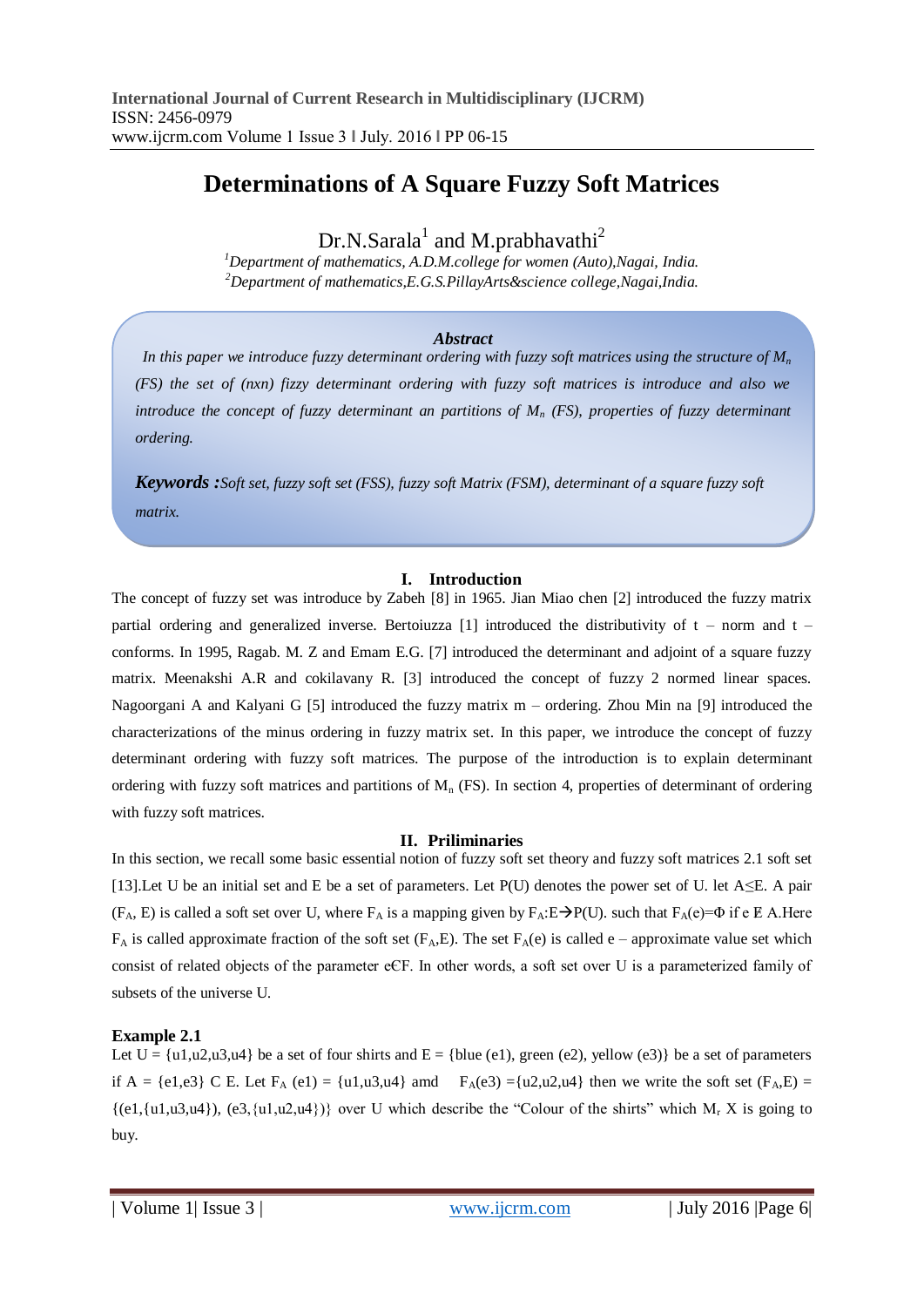# Determinations of A Square Fuzzy Soft Matrices

Dr.N.Sarala[1] and M.prabhavathi[2]

[1]*Department of mathematics, A.D.M.college for women (Auto),Nagai, India.*
[2]*Department of mathematics,E.G.S.PillayArts&science college,Nagai,India.*

***Abstract***

*In this paper we introduce fuzzy determinant ordering with fuzzy soft matrices using the structure of $M_n$ (FS) the set of (nxn) fizzy determinant ordering with fuzzy soft matrices is introduce and also we introduce the concept of fuzzy determinant an partitions of $M_n$ (FS), properties of fuzzy determinant ordering.*

***Keywords :****Soft set, fuzzy soft set (FSS), fuzzy soft Matrix (FSM), determinant of a square fuzzy soft matrix.*

## I. Introduction

The concept of fuzzy set was introduce by Zabeh [8] in 1965. Jian Miao chen [2] introduced the fuzzy matrix partial ordering and generalized inverse. Bertoiuzza [1] introduced the distributivity of t – norm and t – conforms. In 1995, Ragab. M. Z and Emam E.G. [7] introduced the determinant and adjoint of a square fuzzy matrix. Meenakshi A.R and cokilavany R. [3] introduced the concept of fuzzy 2 normed linear spaces. Nagoorgani A and Kalyani G [5] introduced the fuzzy matrix m – ordering. Zhou Min na [9] introduced the characterizations of the minus ordering in fuzzy matrix set. In this paper, we introduce the concept of fuzzy determinant ordering with fuzzy soft matrices. The purpose of the introduction is to explain determinant ordering with fuzzy soft matrices and partitions of $M_n$ (FS). In section 4, properties of determinant of ordering with fuzzy soft matrices.

## II. Priliminaries

In this section, we recall some basic essential notion of fuzzy soft set theory and fuzzy soft matrices 2.1 soft set [13].Let U be an initial set and E be a set of parameters. Let P(U) denotes the power set of U. let $A \leq E$. A pair $(F_A, E)$ is called a soft set over U, where $F_A$ is a mapping given by $F_A:E \rightarrow P(U)$. such that $F_A(e)=\Phi$ if $e \notin A$.Here $F_A$ is called approximate fraction of the soft set $(F_A,E)$. The set $F_A(e)$ is called e – approximate value set which consist of related objects of the parameter e€F. In other words, a soft set over U is a parameterized family of subsets of the universe U.

### Example 2.1

Let U = {u1,u2,u3,u4} be a set of four shirts and E = {blue (e1), green (e2), yellow (e3)} be a set of parameters if A = {e1,e3} C E. Let $F_A$ (e1) = {u1,u3,u4} amd $F_A$(e3) ={u2,u2,u4} then we write the soft set $(F_A,E)$ = {(e1,{u1,u3,u4}), (e3,{u1,u2,u4})} over U which describe the "Colour of the shirts" which $M_r$ X is going to buy.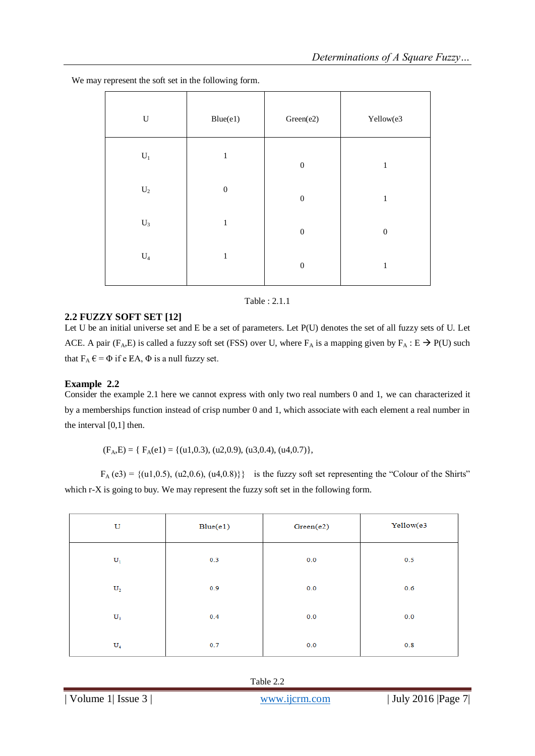We may represent the soft set in the following form.

| U | Blue(e1) | Green(e2) | Yellow(e3 |
|---|---|---|---|
| $U_1$ | 1 | 0 | 1 |
| $U_2$ | 0 | 0 | 1 |
| $U_3$ | 1 | 0 | 0 |
| $U_4$ | 1 | 0 | 1 |

Table : 2.1.1

## 2.2 FUZZY SOFT SET [12]

Let U be an initial universe set and E be a set of parameters. Let P(U) denotes the set of all fuzzy sets of U. Let ACE. A pair ($F_A$,E) is called a fuzzy soft set (FSS) over U, where $F_A$ is a mapping given by $F_A : E \rightarrow P(U)$ such that $F_A$ €= Φ if e ∉A, Φ is a null fuzzy set.

### Example 2.2

Consider the example 2.1 here we cannot express with only two real numbers 0 and 1, we can characterized it by a memberships function instead of crisp number 0 and 1, which associate with each element a real number in the interval [0,1] then.

($F_A$,E) = { $F_A$(e1) = {(u1,0.3), (u2,0.9), (u3,0.4), (u4,0.7)},

$F_A$ (e3) = {(u1,0.5), (u2,0.6), (u4,0.8)}} is the fuzzy soft set representing the "Colour of the Shirts" which r-X is going to buy. We may represent the fuzzy soft set in the following form.

| U | Blue(e1) | Green(e2) | Yellow(e3 |
|---|---|---|---|
| $U_1$ | 0.3 | 0.0 | 0.5 |
| $U_2$ | 0.9 | 0.0 | 0.6 |
| $U_3$ | 0.4 | 0.0 | 0.0 |
| $U_4$ | 0.7 | 0.0 | 0.8 |

Table 2.2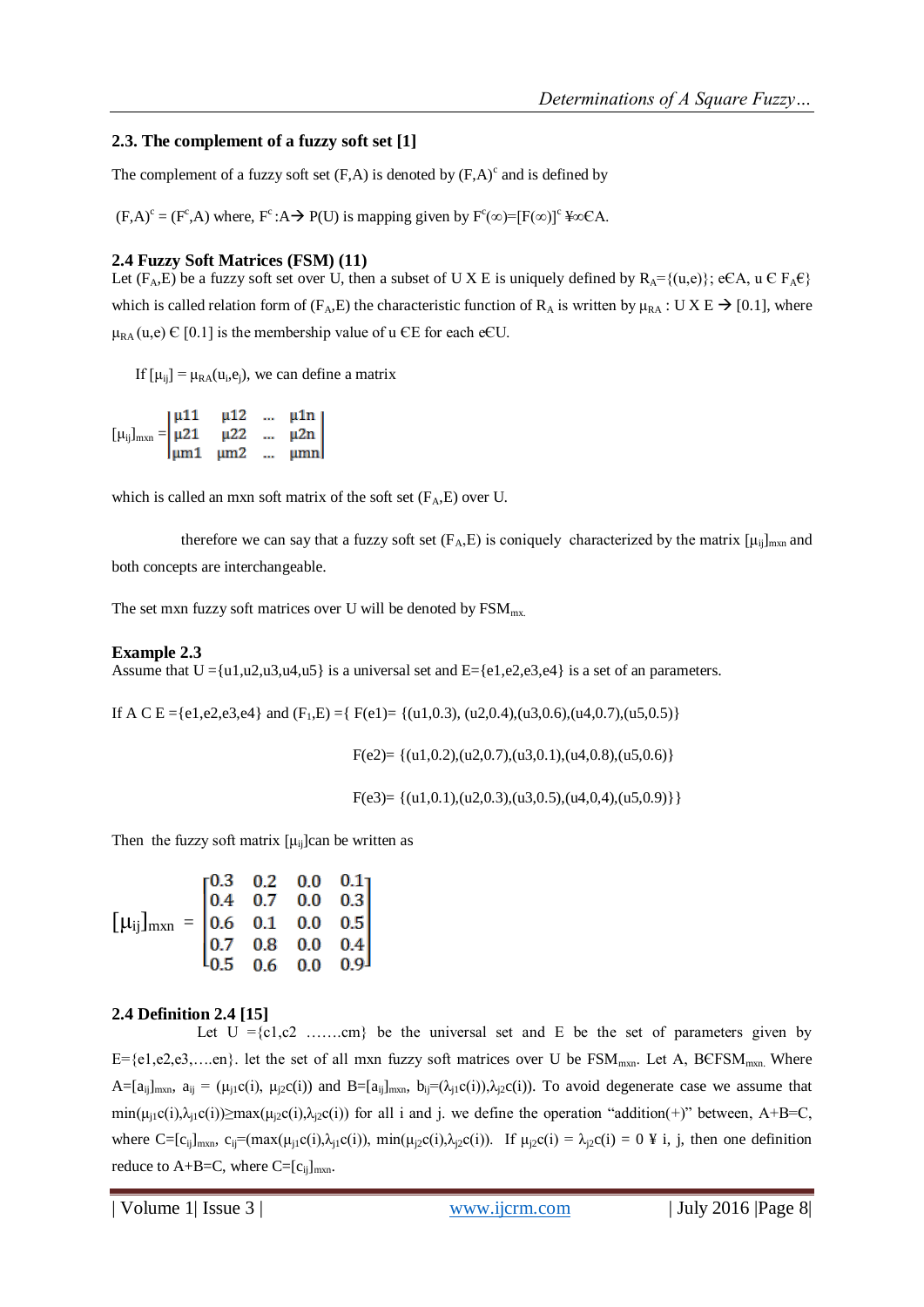### 2.3. The complement of a fuzzy soft set [1]

The complement of a fuzzy soft set (F,A) is denoted by $(F,A)^c$ and is defined by

$(F,A)^c = (F^c,A)$ where, $F^c:A \rightarrow P(U)$ is mapping given by $F^c(\infty)=[F(\infty)]^c$ ¥∞€A.

### 2.4 Fuzzy Soft Matrices (FSM) (11)

Let $(F_A,E)$ be a fuzzy soft set over U, then a subset of U X E is uniquely defined by $R_A=\{(u,e)\}$; e€A, u € $F_A$€} which is called relation form of $(F_A,E)$ the characteristic function of $R_A$ is written by $\mu_{RA}$ : U X E $\rightarrow$ [0.1], where $\mu_{RA}$ (u,e) € [0.1] is the membership value of u €E for each e€U.

If $[\mu_{ij}] = \mu_{RA}(u_i,e_j)$, we can define a matrix

$$[\mu_{ij}]_{mxn} = \begin{vmatrix} \mu 11 & \mu 12 & ... & \mu 1n \\ \mu 21 & \mu 22 & ... & \mu 2n \\ \mu m1 & \mu m2 & ... & \mu mn \end{vmatrix}$$

which is called an mxn soft matrix of the soft set $(F_A,E)$ over U.

therefore we can say that a fuzzy soft set $(F_A,E)$ is coniquely characterized by the matrix $[\mu_{ij}]_{mxn}$ and both concepts are interchangeable.

The set mxn fuzzy soft matrices over U will be denoted by $FSM_{mx.}$

### Example 2.3

Assume that U ={u1,u2,u3,u4,u5} is a universal set and E={e1,e2,e3,e4} is a set of an parameters.

If A C E ={e1,e2,e3,e4} and $(F_1,E)$ ={ F(e1)= {(u1,0.3), (u2,0.4),(u3,0.6),(u4,0.7),(u5,0.5)}

F(e2)= {(u1,0.2),(u2,0.7),(u3,0.1),(u4,0.8),(u5,0.6)}

F(e3)= {(u1,0.1),(u2,0.3),(u3,0.5),(u4,0,4),(u5,0.9)}}

Then the fuzzy soft matrix $[\mu_{ij}]$can be written as

$$[\mu_{ij}]_{mxn} = \begin{bmatrix} 0.3 & 0.2 & 0.0 & 0.1 \\ 0.4 & 0.7 & 0.0 & 0.3 \\ 0.6 & 0.1 & 0.0 & 0.5 \\ 0.7 & 0.8 & 0.0 & 0.4 \\ 0.5 & 0.6 & 0.0 & 0.9 \end{bmatrix}$$

### 2.4 Definition 2.4 [15]

Let U ={c1,c2 …….cm} be the universal set and E be the set of parameters given by E={e1,e2,e3,….en}. let the set of all mxn fuzzy soft matrices over U be $FSM_{mxn}$. Let A, B€$FSM_{mxn.}$ Where $A=[a_{ij}]_{mxn}$, $a_{ij} = (\mu_{j1}c(i), \mu_{j2}c(i))$ and $B=[a_{ij}]_{mxn}$, $b_{ij}=(\lambda_{j1}c(i)),\lambda_{j2}c(i))$. To avoid degenerate case we assume that $\min(\mu_{j1}c(i),\lambda_{j1}c(i))\geq\max(\mu_{j2}c(i),\lambda_{j2}c(i))$ for all i and j. we define the operation "addition(+)" between, A+B=C, where $C=[c_{ij}]_{mxn}$, $c_{ij}=(\max(\mu_{j1}c(i),\lambda_{j1}c(i)), \min(\mu_{j2}c(i),\lambda_{j2}c(i))$. If $\mu_{j2}c(i) = \lambda_{j2}c(i) = 0$ ¥ i, j, then one definition reduce to A+B=C, where $C=[c_{ij}]_{mxn}$.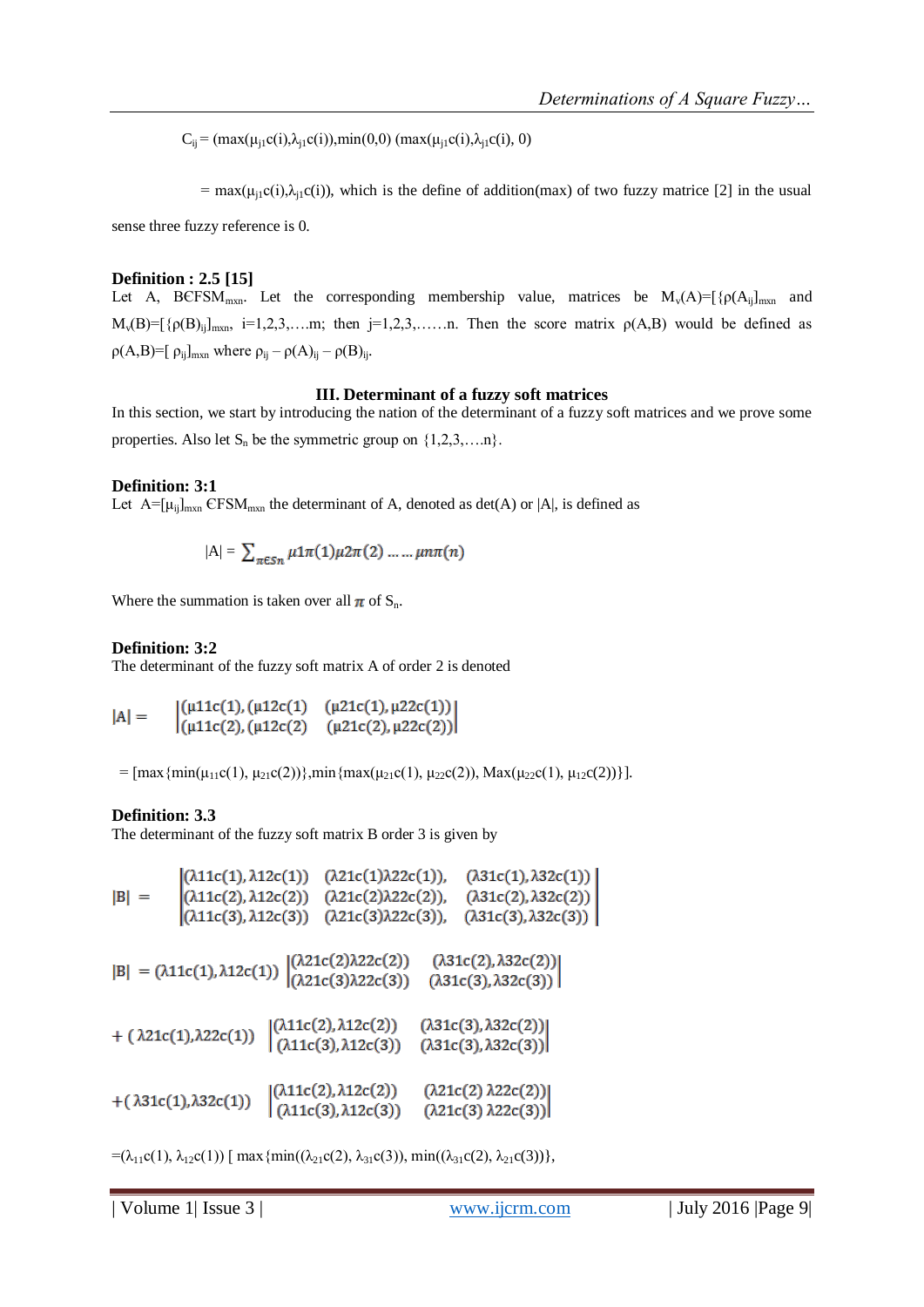$C_{ij}$ = ($\max(\mu_{j1}c(i),\lambda_{j1}c(i)),\min(0,0)$ ($\max(\mu_{j1}c(i),\lambda_{j1}c(i), 0)$

= $\max(\mu_{j1}c(i),\lambda_{j1}c(i))$, which is the define of addition(max) of two fuzzy matrice [2] in the usual sense three fuzzy reference is 0.

**Definition : 2.5 [15]**
Let A, B∈FSM$_{mxn}$. Let the corresponding membership value, matrices be $M_v(A)=[\{\rho(A_{ij}]_{mxn}$ and $M_v(B)=[\{\rho(B)_{ij}]_{mxn}$, i=1,2,3,….m; then j=1,2,3,……n. Then the score matrix $\rho(A,B)$ would be defined as $\rho(A,B)=[\ \rho_{ij}]_{mxn}$ where $\rho_{ij} - \rho(A)_{ij} - \rho(B)_{ij}$.

## III. Determinant of a fuzzy soft matrices

In this section, we start by introducing the nation of the determinant of a fuzzy soft matrices and we prove some properties. Also let $S_n$ be the symmetric group on {1,2,3,….n}.

**Definition: 3:1**
Let $A=[\mu_{ij}]_{mxn}$ ∈FSM$_{mxn}$ the determinant of A, denoted as det(A) or |A|, is defined as

$$|A| = \sum_{\pi \in Sn} \mu 1\pi(1)\mu 2\pi(2) \ldots\ldots \mu n\pi(n)$$

Where the summation is taken over all $\pi$ of $S_n$.

**Definition: 3:2**
The determinant of the fuzzy soft matrix A of order 2 is denoted

$$|A| = \begin{vmatrix} (\mu 11c(1), (\mu 12c(1) & (\mu 21c(1), \mu 22c(1)) \\ (\mu 11c(2), (\mu 12c(2) & (\mu 21c(2), \mu 22c(2)) \end{vmatrix}$$

= [max{min($\mu_{11}c(1)$, $\mu_{21}c(2)$)},min{max($\mu_{21}c(1)$, $\mu_{22}c(2)$), Max($\mu_{22}c(1)$, $\mu_{12}c(2)$)}].

**Definition: 3.3**
The determinant of the fuzzy soft matrix B order 3 is given by

$$|B| = \begin{vmatrix} (\lambda 11c(1), \lambda 12c(1)) & (\lambda 21c(1)\lambda 22c(1)), & (\lambda 31c(1), \lambda 32c(1)) \\ (\lambda 11c(2), \lambda 12c(2)) & (\lambda 21c(2)\lambda 22c(2)), & (\lambda 31c(2), \lambda 32c(2)) \\ (\lambda 11c(3), \lambda 12c(3)) & (\lambda 21c(3)\lambda 22c(3)), & (\lambda 31c(3), \lambda 32c(3)) \end{vmatrix}$$

$$|B| = (\lambda 11c(1), \lambda 12c(1)) \begin{vmatrix} (\lambda 21c(2)\lambda 22c(2)) & (\lambda 31c(2), \lambda 32c(2)) \\ (\lambda 21c(3)\lambda 22c(3)) & (\lambda 31c(3), \lambda 32c(3)) \end{vmatrix}$$

$$+ (\lambda 21c(1), \lambda 22c(1)) \begin{vmatrix} (\lambda 11c(2), \lambda 12c(2)) & (\lambda 31c(3), \lambda 32c(2)) \\ (\lambda 11c(3), \lambda 12c(3)) & (\lambda 31c(3), \lambda 32c(3)) \end{vmatrix}$$

$$+ (\lambda 31c(1), \lambda 32c(1)) \begin{vmatrix} (\lambda 11c(2), \lambda 12c(2)) & (\lambda 21c(2)\ \lambda 22c(2)) \\ (\lambda 11c(3), \lambda 12c(3)) & (\lambda 21c(3)\ \lambda 22c(3)) \end{vmatrix}$$

=($\lambda_{11}c(1)$, $\lambda_{12}c(1)$) [ max{min(($\lambda_{21}c(2)$, $\lambda_{31}c(3)$), min(($\lambda_{31}c(2)$, $\lambda_{21}c(3)$)},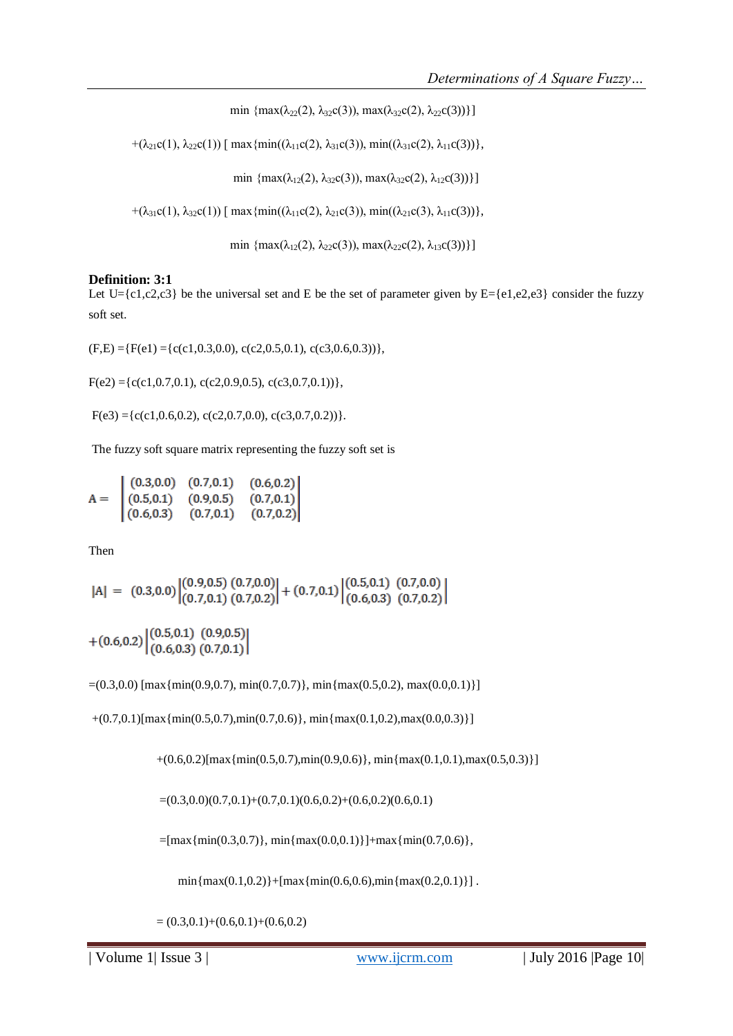$\min\{\max(\lambda_{22}(2), \lambda_{32}c(3)), \max(\lambda_{32}c(2), \lambda_{22}c(3))\}]$

$+(\lambda_{21}c(1), \lambda_{22}c(1))$ [ $\max\{\min((\lambda_{11}c(2), \lambda_{31}c(3)), \min((\lambda_{31}c(2), \lambda_{11}c(3))\},$

$\min\{\max(\lambda_{12}(2), \lambda_{32}c(3)), \max(\lambda_{32}c(2), \lambda_{12}c(3))\}]$

$+(\lambda_{31}c(1), \lambda_{32}c(1))$ [ $\max\{\min((\lambda_{11}c(2), \lambda_{21}c(3)), \min((\lambda_{21}c(3), \lambda_{11}c(3))\},$

$\min\{\max(\lambda_{12}(2), \lambda_{22}c(3)), \max(\lambda_{22}c(2), \lambda_{13}c(3))\}]$

**Definition: 3:1**

Let U={c1,c2,c3} be the universal set and E be the set of parameter given by E={e1,e2,e3} consider the fuzzy soft set.

(F,E) ={F(e1) ={c(c1,0.3,0.0), c(c2,0.5,0.1), c(c3,0.6,0.3))},

F(e2) ={c(c1,0.7,0.1), c(c2,0.9,0.5), c(c3,0.7,0.1))},

F(e3) ={c(c1,0.6,0.2), c(c2,0.7,0.0), c(c3,0.7,0.2))}.

The fuzzy soft square matrix representing the fuzzy soft set is

$$A = \begin{vmatrix} (0.3,0.0) & (0.7,0.1) & (0.6,0.2) \\ (0.5,0.1) & (0.9,0.5) & (0.7,0.1) \\ (0.6,0.3) & (0.7,0.1) & (0.7,0.2) \end{vmatrix}$$

Then

$$|A| = (0.3,0.0)\begin{vmatrix} (0.9,0.5) & (0.7,0.0) \\ (0.7,0.1) & (0.7,0.2) \end{vmatrix} + (0.7,0.1)\begin{vmatrix} (0.5,0.1) & (0.7,0.0) \\ (0.6,0.3) & (0.7,0.2) \end{vmatrix}$$

$$+(0.6,0.2)\begin{vmatrix} (0.5,0.1) & (0.9,0.5) \\ (0.6,0.3) & (0.7,0.1) \end{vmatrix}$$

=(0.3,0.0) [max{min(0.9,0.7), min(0.7,0.7)}, min{max(0.5,0.2), max(0.0,0.1)}]

+(0.7,0.1)[max{min(0.5,0.7),min(0.7,0.6)}, min{max(0.1,0.2),max(0.0,0.3)}]

+(0.6,0.2)[max{min(0.5,0.7),min(0.9,0.6)}, min{max(0.1,0.1),max(0.5,0.3)}]

=(0.3,0.0)(0.7,0.1)+(0.7,0.1)(0.6,0.2)+(0.6,0.2)(0.6,0.1)

=[max{min(0.3,0.7)}, min{max(0.0,0.1)}]+max{min(0.7,0.6)},

min{max(0.1,0.2)}+[max{min(0.6,0.6),min{max(0.2,0.1)}] .

= (0.3,0.1)+(0.6,0.1)+(0.6,0.2)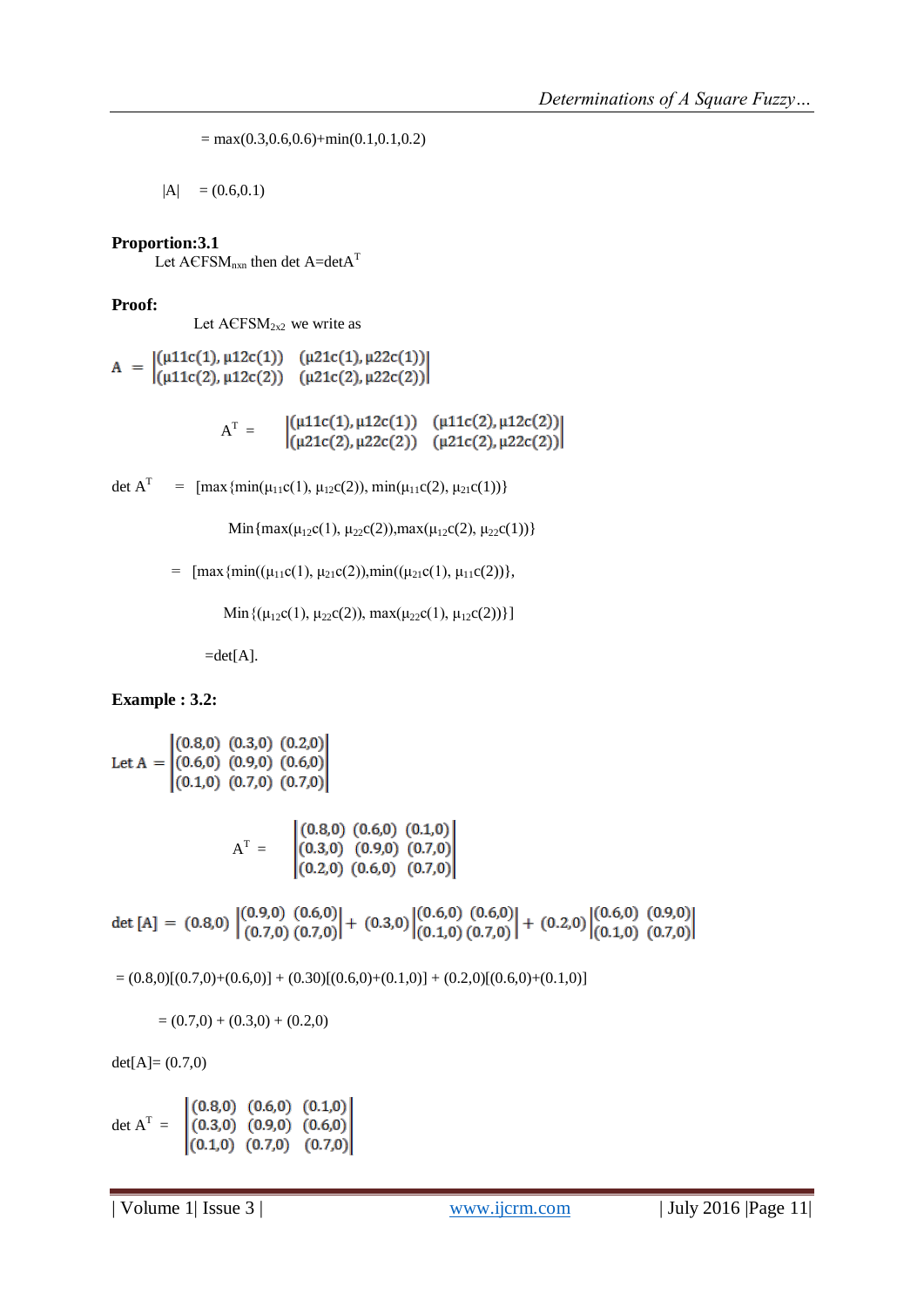$= \max(0.3,0.6,0.6)+\min(0.1,0.1,0.2)$

$|A| \quad = (0.6,0.1)$

**Proportion:3.1**

Let A∈$FSM_{nxn}$ then det A=det$A^T$

**Proof:**

Let A∈$FSM_{2x2}$ we write as

$$A = \begin{vmatrix} (\mu 11c(1), \mu 12c(1)) & (\mu 21c(1), \mu 22c(1)) \\ (\mu 11c(2), \mu 12c(2)) & (\mu 21c(2), \mu 22c(2)) \end{vmatrix}$$

$$A^T = \begin{vmatrix} (\mu 11c(1), \mu 12c(1)) & (\mu 11c(2), \mu 12c(2)) \\ (\mu 21c(2), \mu 22c(2)) & (\mu 21c(2), \mu 22c(2)) \end{vmatrix}$$

det $A^T$ $= [\max\{\min(\mu_{11}c(1), \mu_{12}c(2)), \min(\mu_{11}c(2), \mu_{21}c(1))\}$

$\text{Min}\{\max(\mu_{12}c(1), \mu_{22}c(2)), \max(\mu_{12}c(2), \mu_{22}c(1))\}$

$= [\max\{\min((\mu_{11}c(1), \mu_{21}c(2)), \min((\mu_{21}c(1), \mu_{11}c(2))\},$

$\text{Min}\{(\mu_{12}c(1), \mu_{22}c(2)), \max(\mu_{22}c(1), \mu_{12}c(2))\}]$

$=\det[A]$.

**Example : 3.2:**

$$\text{Let } A = \begin{vmatrix} (0.8,0) & (0.3,0) & (0.2,0) \\ (0.6,0) & (0.9,0) & (0.6,0) \\ (0.1,0) & (0.7,0) & (0.7,0) \end{vmatrix}$$

$$A^T = \begin{vmatrix} (0.8,0) & (0.6,0) & (0.1,0) \\ (0.3,0) & (0.9,0) & (0.7,0) \\ (0.2,0) & (0.6,0) & (0.7,0) \end{vmatrix}$$

$$\det[A] = (0.8,0)\begin{vmatrix} (0.9,0) & (0.6,0) \\ (0.7,0) & (0.7,0) \end{vmatrix} + (0.3,0)\begin{vmatrix} (0.6,0) & (0.6,0) \\ (0.1,0) & (0.7,0) \end{vmatrix} + (0.2,0)\begin{vmatrix} (0.6,0) & (0.9,0) \\ (0.1,0) & (0.7,0) \end{vmatrix}$$

$= (0.8,0)[(0.7,0)+(0.6,0)] + (0.30)[(0.6,0)+(0.1,0)] + (0.2,0)[(0.6,0)+(0.1,0)]$

$= (0.7,0) + (0.3,0) + (0.2,0)$

$\det[A]= (0.7,0)$

$$\det A^T = \begin{vmatrix} (0.8,0) & (0.6,0) & (0.1,0) \\ (0.3,0) & (0.9,0) & (0.6,0) \\ (0.1,0) & (0.7,0) & (0.7,0) \end{vmatrix}$$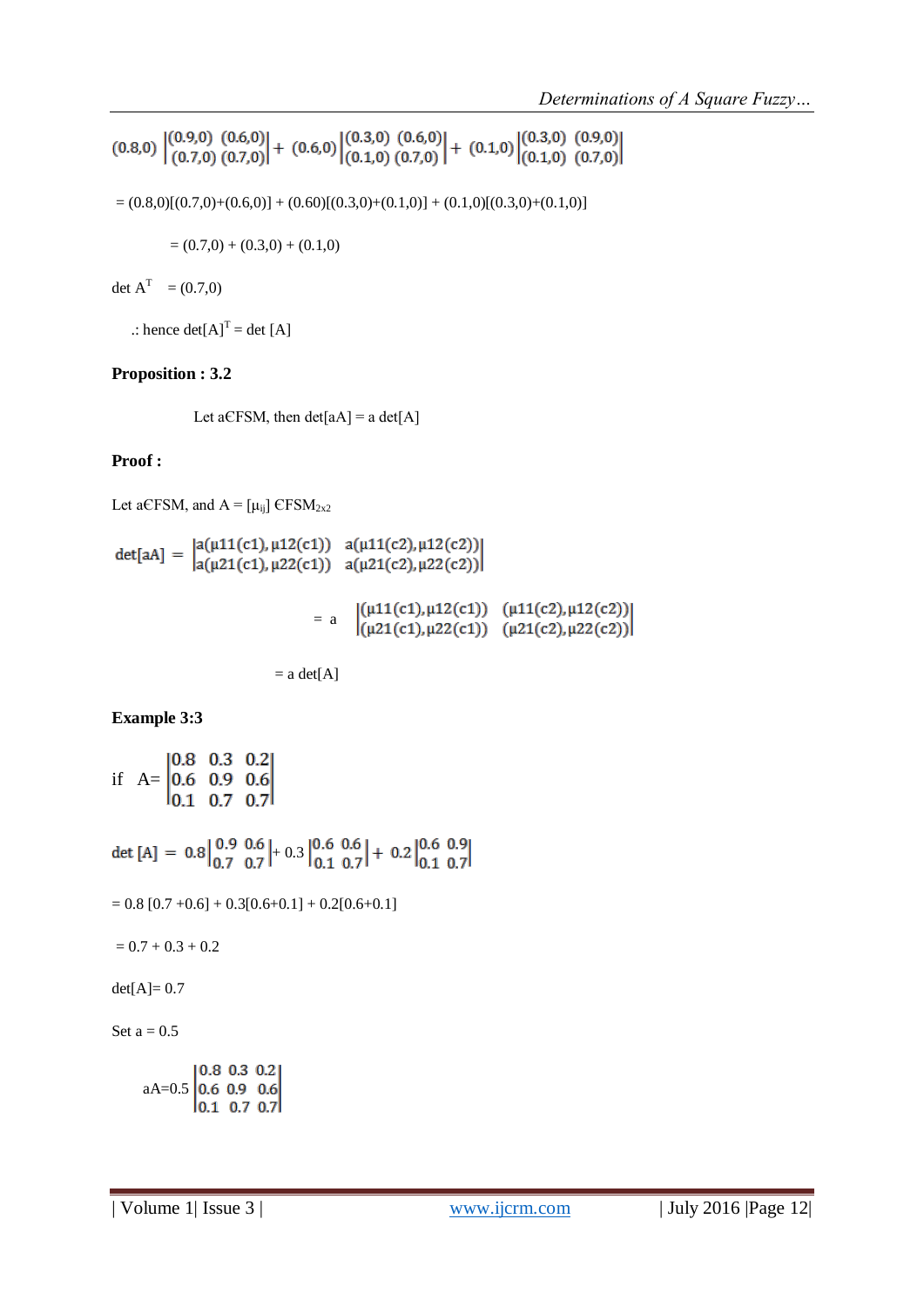$$(0.8,0)\begin{vmatrix}(0.9,0) & (0.6,0)\\ (0.7,0) & (0.7,0)\end{vmatrix} + (0.6,0)\begin{vmatrix}(0.3,0) & (0.6,0)\\ (0.1,0) & (0.7,0)\end{vmatrix} + (0.1,0)\begin{vmatrix}(0.3,0) & (0.9,0)\\ (0.1,0) & (0.7,0)\end{vmatrix}$$

= (0.8,0)[(0.7,0)+(0.6,0)] + (0.60)[(0.3,0)+(0.1,0)] + (0.1,0)[(0.3,0)+(0.1,0)]

= (0.7,0) + (0.3,0) + (0.1,0)

det $A^T$ = (0.7,0)

.: hence $\det[A]^T = \det[A]$

**Proposition : 3.2**

Let a∈FSM, then det[aA] = a det[A]

**Proof :**

Let a∈FSM, and $A = [\mu_{ij}] \in FSM_{2x2}$

$$\det[aA] = \begin{vmatrix} a(\mu11(c1),\mu12(c1)) & a(\mu11(c2),\mu12(c2)) \\ a(\mu21(c1),\mu22(c1)) & a(\mu21(c2),\mu22(c2)) \end{vmatrix}$$

$$= a\begin{vmatrix} (\mu11(c1),\mu12(c1)) & (\mu11(c2),\mu12(c2)) \\ (\mu21(c1),\mu22(c1)) & (\mu21(c2),\mu22(c2)) \end{vmatrix}$$

= a det[A]

**Example 3:3**

$$\text{if}\quad A=\begin{vmatrix}0.8 & 0.3 & 0.2\\ 0.6 & 0.9 & 0.6\\ 0.1 & 0.7 & 0.7\end{vmatrix}$$

$$\det[A] = 0.8\begin{vmatrix}0.9 & 0.6\\ 0.7 & 0.7\end{vmatrix} + 0.3\begin{vmatrix}0.6 & 0.6\\ 0.1 & 0.7\end{vmatrix} + 0.2\begin{vmatrix}0.6 & 0.9\\ 0.1 & 0.7\end{vmatrix}$$

= 0.8 [0.7 +0.6] + 0.3[0.6+0.1] + 0.2[0.6+0.1]

= 0.7 + 0.3 + 0.2

det[A]= 0.7

Set a = 0.5

$$aA=0.5\begin{vmatrix}0.8 & 0.3 & 0.2\\ 0.6 & 0.9 & 0.6\\ 0.1 & 0.7 & 0.7\end{vmatrix}$$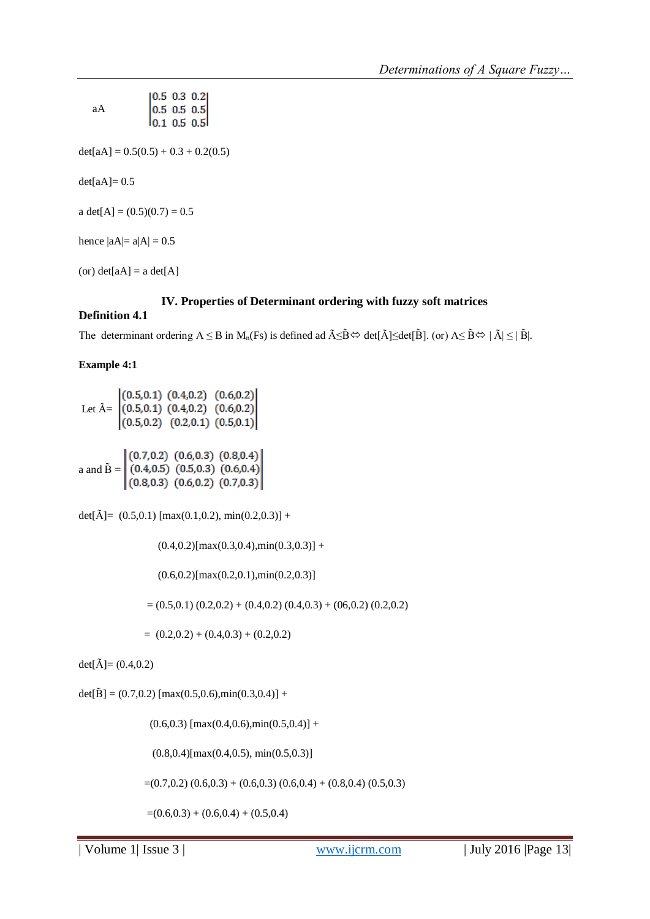$$aA \quad \begin{vmatrix} 0.5 & 0.3 & 0.2 \\ 0.5 & 0.5 & 0.5 \\ 0.1 & 0.5 & 0.5 \end{vmatrix}$$

det[aA] = 0.5(0.5) + 0.3 + 0.2(0.5)

det[aA]= 0.5

a det[A] = (0.5)(0.7) = 0.5

hence |aA|= a|A| = 0.5

(or) det[aA] = a det[A]

## IV. Properties of Determinant ordering with fuzzy soft matrices

**Definition 4.1**

The determinant ordering $A \leq B$ in $M_n(Fs)$ is defined ad $\tilde{A} \leq \tilde{B} \Leftrightarrow \det[\tilde{A}] \leq \det[\tilde{B}]$. (or) $A \leq \tilde{B} \Leftrightarrow |\tilde{A}| \leq |\tilde{B}|$.

**Example 4:1**

$$\text{Let } \tilde{A} = \begin{vmatrix} (0.5,0.1) & (0.4,0.2) & (0.6,0.2) \\ (0.5,0.1) & (0.4,0.2) & (0.6,0.2) \\ (0.5,0.2) & (0.2,0.1) & (0.5,0.1) \end{vmatrix}$$

$$\text{a and } \tilde{B} = \begin{vmatrix} (0.7,0.2) & (0.6,0.3) & (0.8,0.4) \\ (0.4,0.5) & (0.5,0.3) & (0.6,0.4) \\ (0.8,0.3) & (0.6,0.2) & (0.7,0.3) \end{vmatrix}$$

det[Ã]= (0.5,0.1) [max(0.1,0.2), min(0.2,0.3)] +

(0.4,0.2)[max(0.3,0.4),min(0.3,0.3)] +

(0.6,0.2)[max(0.2,0.1),min(0.2,0.3)]

= (0.5,0.1) (0.2,0.2) + (0.4,0.2) (0.4,0.3) + (06,0.2) (0.2,0.2)

= (0.2,0.2) + (0.4,0.3) + (0.2,0.2)

det[Ã]= (0.4,0.2)

det[B̃] = (0.7,0.2) [max(0.5,0.6),min(0.3,0.4)] +

(0.6,0.3) [max(0.4,0.6),min(0.5,0.4)] +

(0.8,0.4)[max(0.4,0.5), min(0.5,0.3)]

=(0.7,0.2) (0.6,0.3) + (0.6,0.3) (0.6,0.4) + (0.8,0.4) (0.5,0.3)

=(0.6,0.3) + (0.6,0.4) + (0.5,0.4)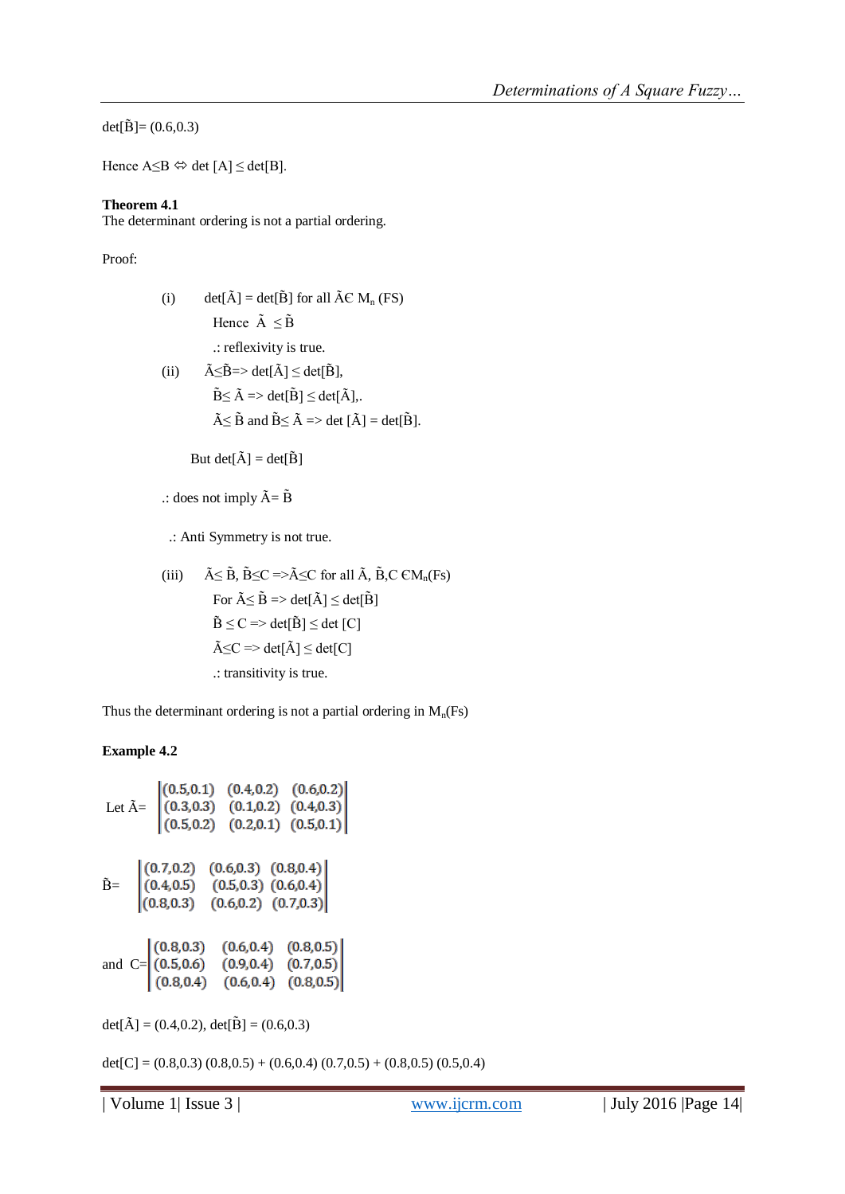$\det[\tilde{B}] = (0.6,0.3)$

Hence $A \leq B \Leftrightarrow \det[A] \leq \det[B]$.

**Theorem 4.1**
The determinant ordering is not a partial ordering.

Proof:

(i) $\det[\tilde{A}] = \det[\tilde{B}]$ for all $\tilde{A} \in M_n$ (FS)

Hence $\tilde{A} \leq \tilde{B}$

.: reflexivity is true.

(ii) $\tilde{A} \leq \tilde{B} \Rightarrow \det[\tilde{A}] \leq \det[\tilde{B}]$,

$\tilde{B} \leq \tilde{A} \Rightarrow \det[\tilde{B}] \leq \det[\tilde{A}]$,.

$\tilde{A} \leq \tilde{B}$ and $\tilde{B} \leq \tilde{A} \Rightarrow \det[\tilde{A}] = \det[\tilde{B}]$.

But $\det[\tilde{A}] = \det[\tilde{B}]$

.: does not imply $\tilde{A} = \tilde{B}$

.: Anti Symmetry is not true.

(iii) $\tilde{A} \leq \tilde{B}$, $\tilde{B} \leq C \Rightarrow \tilde{A} \leq C$ for all $\tilde{A}, \tilde{B}, C \in M_n(Fs)$

For $\tilde{A} \leq \tilde{B} \Rightarrow \det[\tilde{A}] \leq \det[\tilde{B}]$

$\tilde{B} \leq C \Rightarrow \det[\tilde{B}] \leq \det[C]$

$\tilde{A} \leq C \Rightarrow \det[\tilde{A}] \leq \det[C]$

.: transitivity is true.

Thus the determinant ordering is not a partial ordering in $M_n(Fs)$

**Example 4.2**

Let $\tilde{A} = \begin{vmatrix} (0.5,0.1) & (0.4,0.2) & (0.6,0.2) \\ (0.3,0.3) & (0.1,0.2) & (0.4,0.3) \\ (0.5,0.2) & (0.2,0.1) & (0.5,0.1) \end{vmatrix}$

$\tilde{B} = \begin{vmatrix} (0.7,0.2) & (0.6,0.3) & (0.8,0.4) \\ (0.4,0.5) & (0.5,0.3) & (0.6,0.4) \\ (0.8,0.3) & (0.6,0.2) & (0.7,0.3) \end{vmatrix}$

and $C = \begin{vmatrix} (0.8,0.3) & (0.6,0.4) & (0.8,0.5) \\ (0.5,0.6) & (0.9,0.4) & (0.7,0.5) \\ (0.8,0.4) & (0.6,0.4) & (0.8,0.5) \end{vmatrix}$

$\det[\tilde{A}] = (0.4,0.2)$, $\det[\tilde{B}] = (0.6,0.3)$

$\det[C] = (0.8,0.3)\,(0.8,0.5) + (0.6,0.4)\,(0.7,0.5) + (0.8,0.5)\,(0.5,0.4)$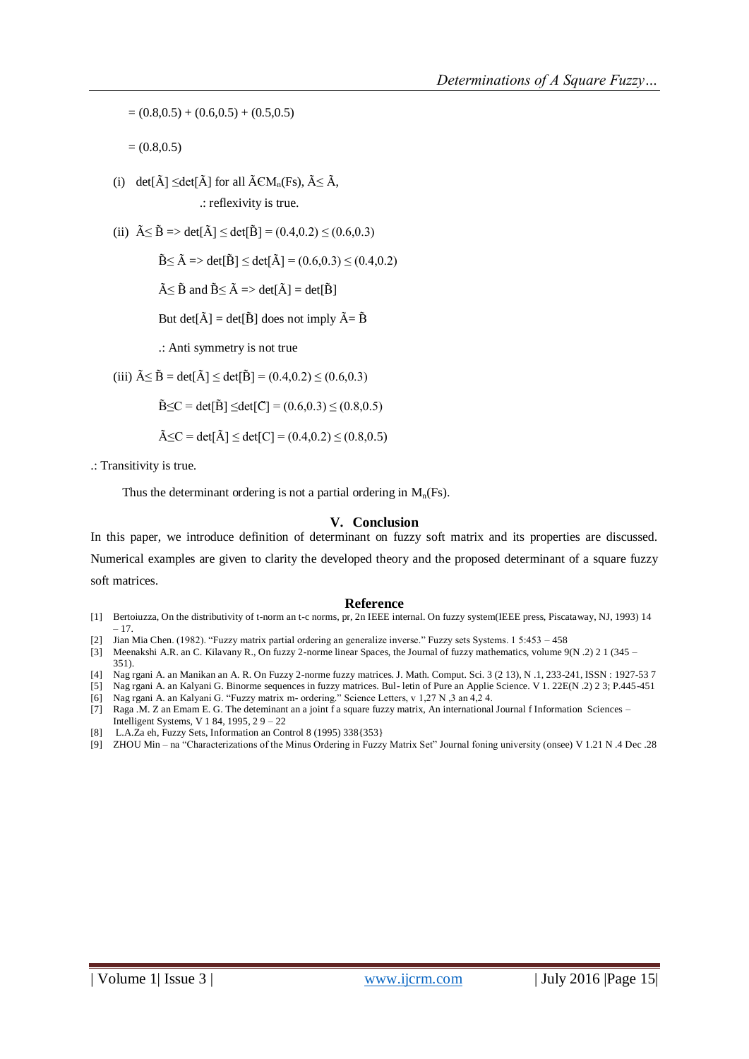$= (0.8,0.5) + (0.6,0.5) + (0.5,0.5)$

$= (0.8,0.5)$

(i) $\det[\tilde{A}] \leq \det[\tilde{A}]$ for all $\tilde{A} \in M_n(Fs)$, $\tilde{A} \leq \tilde{A}$,

.: reflexivity is true.

(ii) $\tilde{A} \leq \tilde{B} \Rightarrow \det[\tilde{A}] \leq \det[\tilde{B}] = (0.4,0.2) \leq (0.6,0.3)$

$\tilde{B} \leq \tilde{A} \Rightarrow \det[\tilde{B}] \leq \det[\tilde{A}] = (0.6,0.3) \leq (0.4,0.2)$

$\tilde{A} \leq \tilde{B}$ and $\tilde{B} \leq \tilde{A} \Rightarrow \det[\tilde{A}] = \det[\tilde{B}]$

But $\det[\tilde{A}] = \det[\tilde{B}]$ does not imply $\tilde{A} = \tilde{B}$

.: Anti symmetry is not true

(iii) $\tilde{A} \leq \tilde{B} = \det[\tilde{A}] \leq \det[\tilde{B}] = (0.4,0.2) \leq (0.6,0.3)$

$\tilde{B} \leq C = \det[\tilde{B}] \leq \det[\tilde{C}] = (0.6,0.3) \leq (0.8,0.5)$

$\tilde{A} \leq C = \det[\tilde{A}] \leq \det[C] = (0.4,0.2) \leq (0.8,0.5)$

.: Transitivity is true.

Thus the determinant ordering is not a partial ordering in $M_n(Fs)$.

## V. Conclusion

In this paper, we introduce definition of determinant on fuzzy soft matrix and its properties are discussed. Numerical examples are given to clarity the developed theory and the proposed determinant of a square fuzzy soft matrices.

## Reference

[1] Bertoiuzza, On the distributivity of t-norm an t-c norms, pr, 2n IEEE internal. On fuzzy system(IEEE press, Piscataway, NJ, 1993) 14 – 17.

[2] Jian Mia Chen. (1982). "Fuzzy matrix partial ordering an generalize inverse." Fuzzy sets Systems. 1 5:453 – 458

[3] Meenakshi A.R. an C. Kilavany R., On fuzzy 2-norme linear Spaces, the Journal of fuzzy mathematics, volume 9(N .2) 2 1 (345 – 351).

[4] Nag rgani A. an Manikan an A. R. On Fuzzy 2-norme fuzzy matrices. J. Math. Comput. Sci. 3 (2 13), N .1, 233-241, ISSN : 1927-53 7

[5] Nag rgani A. an Kalyani G. Binorme sequences in fuzzy matrices. Bul- letin of Pure an Applie Science. V 1. 22E(N .2) 2 3; P.445-451

[6] Nag rgani A. an Kalyani G. "Fuzzy matrix m- ordering." Science Letters, v 1,27 N ,3 an 4,2 4.

[7] Raga .M. Z an Emam E. G. The deteminant an a joint f a square fuzzy matrix, An international Journal f Information Sciences – Intelligent Systems, V 1 84, 1995, 2 9 – 22

[8] L.A.Za eh, Fuzzy Sets, Information an Control 8 (1995) 338{353}

[9] ZHOU Min – na "Characterizations of the Minus Ordering in Fuzzy Matrix Set" Journal foning university (onsee) V 1.21 N .4 Dec .28